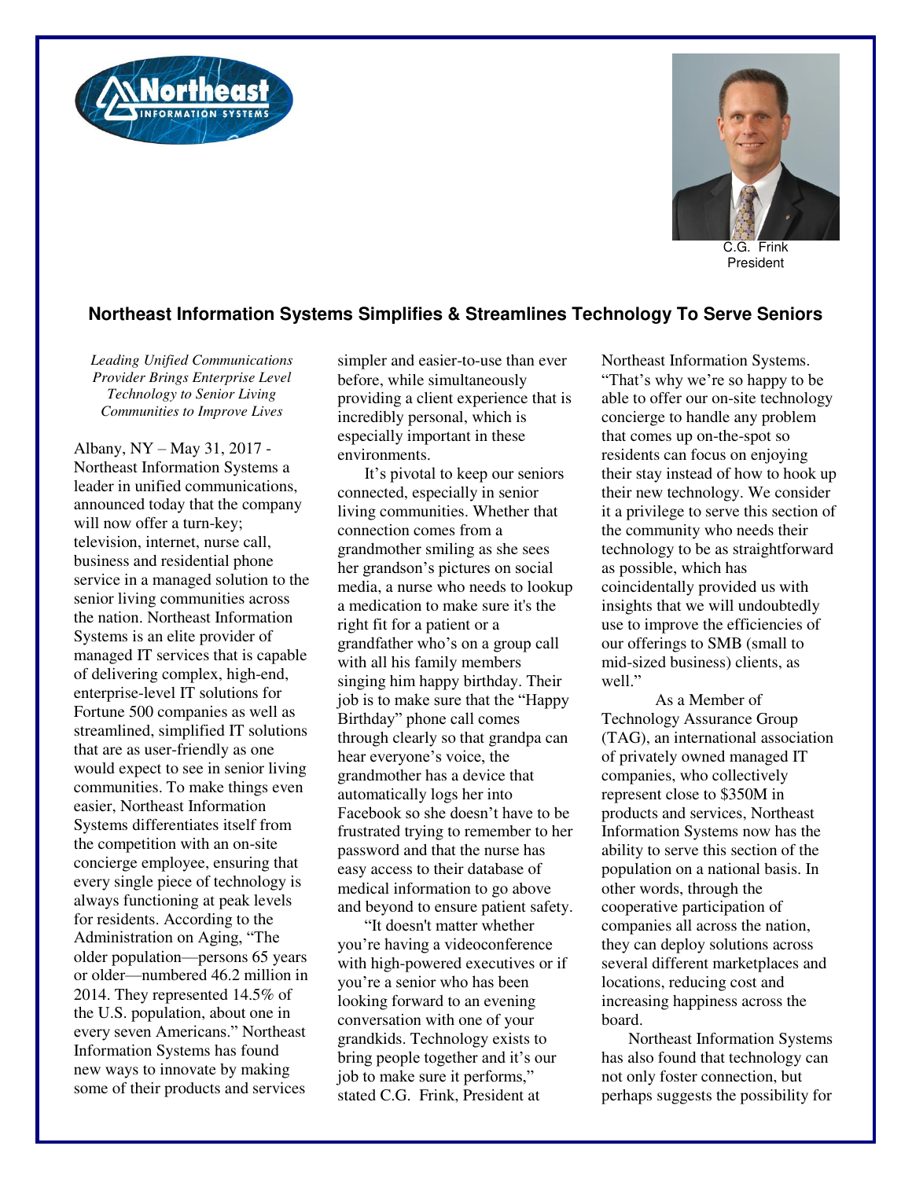C.G. Frink
President

## Northeast Information Systems Simplifies & Streamlines Technology To Serve Seniors

*Leading Unified Communications Provider Brings Enterprise Level Technology to Senior Living Communities to Improve Lives*

Albany, NY – May 31, 2017 - Northeast Information Systems a leader in unified communications, announced today that the company will now offer a turn-key; television, internet, nurse call, business and residential phone service in a managed solution to the senior living communities across the nation. Northeast Information Systems is an elite provider of managed IT services that is capable of delivering complex, high-end, enterprise-level IT solutions for Fortune 500 companies as well as streamlined, simplified IT solutions that are as user-friendly as one would expect to see in senior living communities. To make things even easier, Northeast Information Systems differentiates itself from the competition with an on-site concierge employee, ensuring that every single piece of technology is always functioning at peak levels for residents. According to the Administration on Aging, "The older population—persons 65 years or older—numbered 46.2 million in 2014. They represented 14.5% of the U.S. population, about one in every seven Americans." Northeast Information Systems has found new ways to innovate by making some of their products and services simpler and easier-to-use than ever before, while simultaneously providing a client experience that is incredibly personal, which is especially important in these environments.

It's pivotal to keep our seniors connected, especially in senior living communities. Whether that connection comes from a grandmother smiling as she sees her grandson's pictures on social media, a nurse who needs to lookup a medication to make sure it's the right fit for a patient or a grandfather who's on a group call with all his family members singing him happy birthday. Their job is to make sure that the "Happy Birthday" phone call comes through clearly so that grandpa can hear everyone's voice, the grandmother has a device that automatically logs her into Facebook so she doesn't have to be frustrated trying to remember to her password and that the nurse has easy access to their database of medical information to go above and beyond to ensure patient safety.

"It doesn't matter whether you're having a videoconference with high-powered executives or if you're a senior who has been looking forward to an evening conversation with one of your grandkids. Technology exists to bring people together and it's our job to make sure it performs," stated C.G. Frink, President at Northeast Information Systems. "That's why we're so happy to be able to offer our on-site technology concierge to handle any problem that comes up on-the-spot so residents can focus on enjoying their stay instead of how to hook up their new technology. We consider it a privilege to serve this section of the community who needs their technology to be as straightforward as possible, which has coincidentally provided us with insights that we will undoubtedly use to improve the efficiencies of our offerings to SMB (small to mid-sized business) clients, as well."

As a Member of Technology Assurance Group (TAG), an international association of privately owned managed IT companies, who collectively represent close to $350M in products and services, Northeast Information Systems now has the ability to serve this section of the population on a national basis. In other words, through the cooperative participation of companies all across the nation, they can deploy solutions across several different marketplaces and locations, reducing cost and increasing happiness across the board.

Northeast Information Systems has also found that technology can not only foster connection, but perhaps suggests the possibility for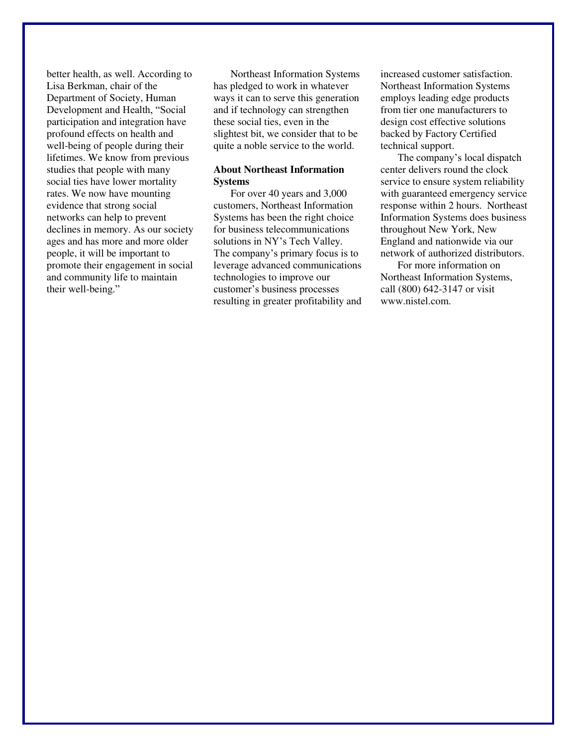better health, as well. According to Lisa Berkman, chair of the Department of Society, Human Development and Health, "Social participation and integration have profound effects on health and well-being of people during their lifetimes. We know from previous studies that people with many social ties have lower mortality rates. We now have mounting evidence that strong social networks can help to prevent declines in memory. As our society ages and has more and more older people, it will be important to promote their engagement in social and community life to maintain their well-being."

Northeast Information Systems has pledged to work in whatever ways it can to serve this generation and if technology can strengthen these social ties, even in the slightest bit, we consider that to be quite a noble service to the world.

**About Northeast Information Systems**

For over 40 years and 3,000 customers, Northeast Information Systems has been the right choice for business telecommunications solutions in NY's Tech Valley. The company's primary focus is to leverage advanced communications technologies to improve our customer's business processes resulting in greater profitability and increased customer satisfaction. Northeast Information Systems employs leading edge products from tier one manufacturers to design cost effective solutions backed by Factory Certified technical support.

The company's local dispatch center delivers round the clock service to ensure system reliability with guaranteed emergency service response within 2 hours. Northeast Information Systems does business throughout New York, New England and nationwide via our network of authorized distributors.

For more information on Northeast Information Systems, call (800) 642-3147 or visit www.nistel.com.